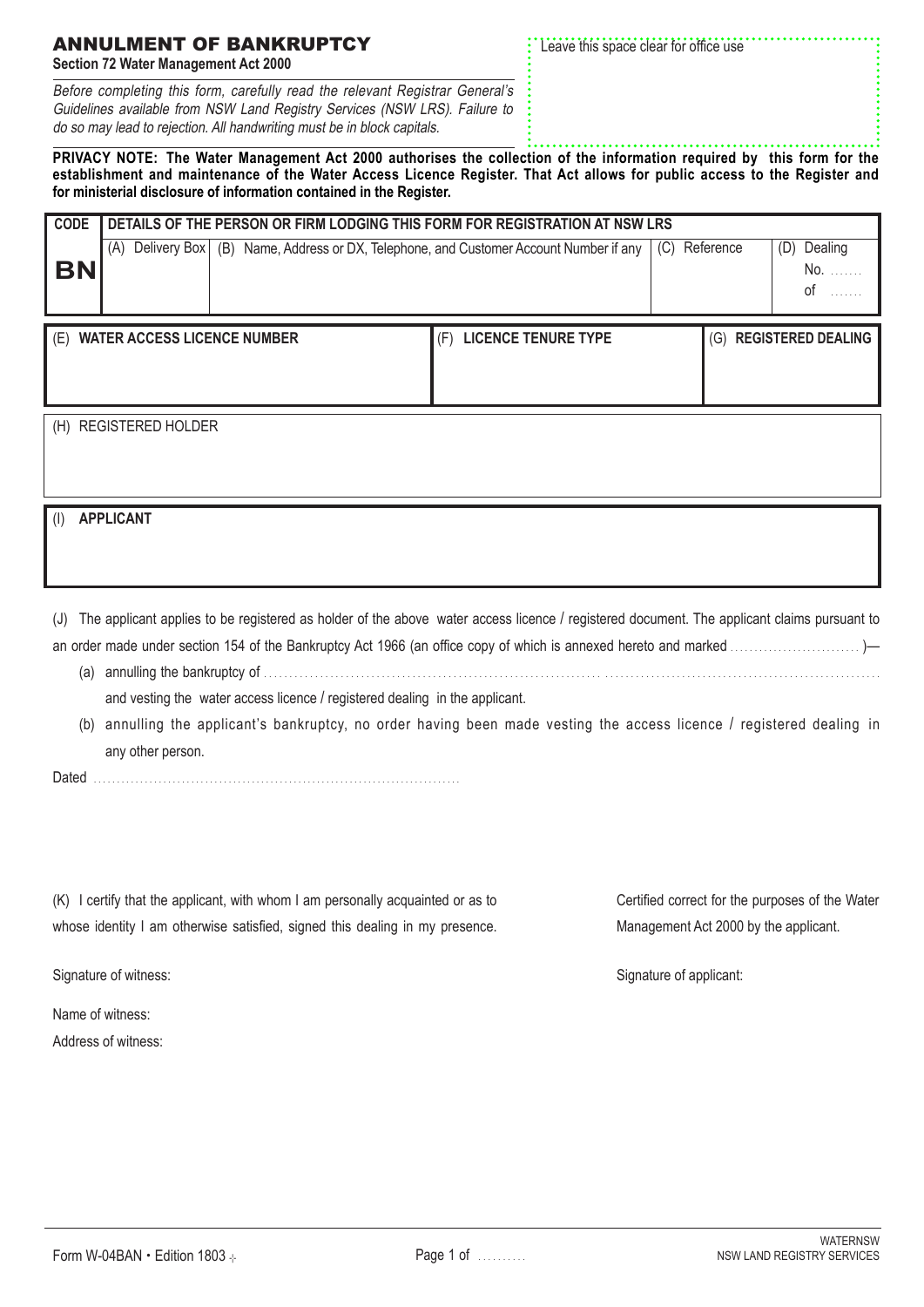# ANNULMENT OF BANKRUPTCY

**Section 72 Water Management Act 2000**

*Before completing this form, carefully read the relevant Registrar General's Guidelines available from NSW Land Registry Services (NSW LRS). Failure to do so may lead to rejection. All handwriting must be in block capitals.*

Leave this space clear for office use

**PRIVACY NOTE: The Water Management Act 2000 authorises the collection of the information required by this form for the establishment and maintenance of the Water Access Licence Register. That Act allows for public access to the Register and for ministerial disclosure of information contained in the Register.**

| CODE | DETAILS OF THE PERSON OR FIRM LODGING THIS FORM FOR REGISTRATION AT NSW LRS | | | |
|---|---|---|---|---|
| **BN** | (A) Delivery Box | (B) Name, Address or DX, Telephone, and Customer Account Number if any | (C) Reference | (D) Dealing No. ....... of ....... |

| (E) WATER ACCESS LICENCE NUMBER | (F) LICENCE TENURE TYPE | (G) REGISTERED DEALING |
|---|---|---|
| | | |

(H) REGISTERED HOLDER

(I) **APPLICANT**

(J) The applicant applies to be registered as holder of the above water access licence / registered document. The applicant claims pursuant to an order made under section 154 of the Bankruptcy Act 1966 (an office copy of which is annexed hereto and marked ..........................)—

(a) annulling the bankruptcy of ............................................................................................................

and vesting the water access licence / registered dealing in the applicant.

(b) annulling the applicant's bankruptcy, no order having been made vesting the access licence / registered dealing in any other person.

Dated ............................................................................

(K) I certify that the applicant, with whom I am personally acquainted or as to whose identity I am otherwise satisfied, signed this dealing in my presence.

Signature of witness:

Name of witness:

Address of witness:

Certified correct for the purposes of the Water Management Act 2000 by the applicant.

Signature of applicant:

Form W-04BAN • Edition 1803

WATERNSW
NSW LAND REGISTRY SERVICES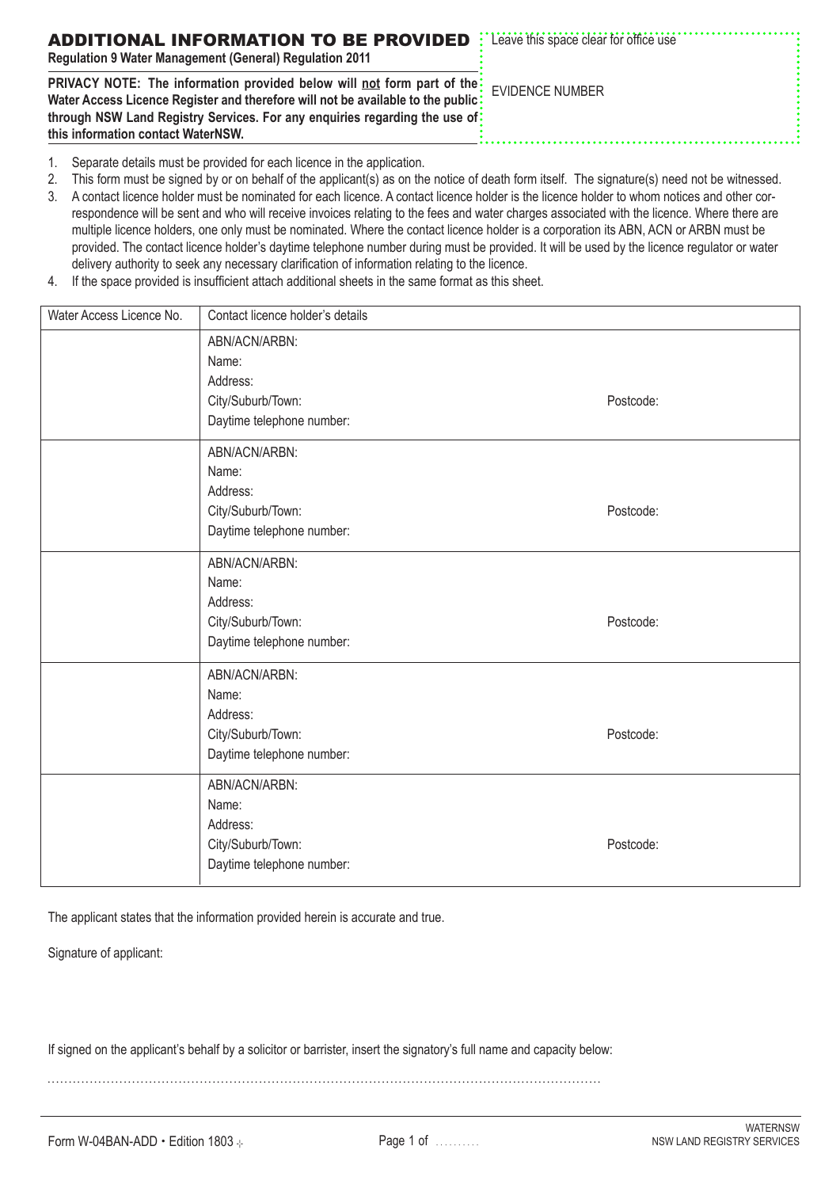# ADDITIONAL INFORMATION TO BE PROVIDED

**Regulation 9 Water Management (General) Regulation 2011**

Leave this space clear for office use

EVIDENCE NUMBER

**PRIVACY NOTE: The information provided below will not form part of the Water Access Licence Register and therefore will not be available to the public through NSW Land Registry Services. For any enquiries regarding the use of this information contact WaterNSW.**

1. Separate details must be provided for each licence in the application.
2. This form must be signed by or on behalf of the applicant(s) as on the notice of death form itself. The signature(s) need not be witnessed.
3. A contact licence holder must be nominated for each licence. A contact licence holder is the licence holder to whom notices and other correspondence will be sent and who will receive invoices relating to the fees and water charges associated with the licence. Where there are multiple licence holders, one only must be nominated. Where the contact licence holder is a corporation its ABN, ACN or ARBN must be provided. The contact licence holder's daytime telephone number during must be provided. It will be used by the licence regulator or water delivery authority to seek any necessary clarification of information relating to the licence.
4. If the space provided is insufficient attach additional sheets in the same format as this sheet.

| Water Access Licence No. | Contact licence holder's details |
|---|---|
| | ABN/ACN/ARBN:<br>Name:<br>Address:<br>City/Suburb/Town: Postcode:<br>Daytime telephone number: |
| | ABN/ACN/ARBN:<br>Name:<br>Address:<br>City/Suburb/Town: Postcode:<br>Daytime telephone number: |
| | ABN/ACN/ARBN:<br>Name:<br>Address:<br>City/Suburb/Town: Postcode:<br>Daytime telephone number: |
| | ABN/ACN/ARBN:<br>Name:<br>Address:<br>City/Suburb/Town: Postcode:<br>Daytime telephone number: |
| | ABN/ACN/ARBN:<br>Name:<br>Address:<br>City/Suburb/Town: Postcode:<br>Daytime telephone number: |

The applicant states that the information provided herein is accurate and true.

Signature of applicant:

If signed on the applicant's behalf by a solicitor or barrister, insert the signatory's full name and capacity below:

..............................................................................................................................

Form W-04BAN-ADD • Edition 1803

WATERNSW
NSW LAND REGISTRY SERVICES